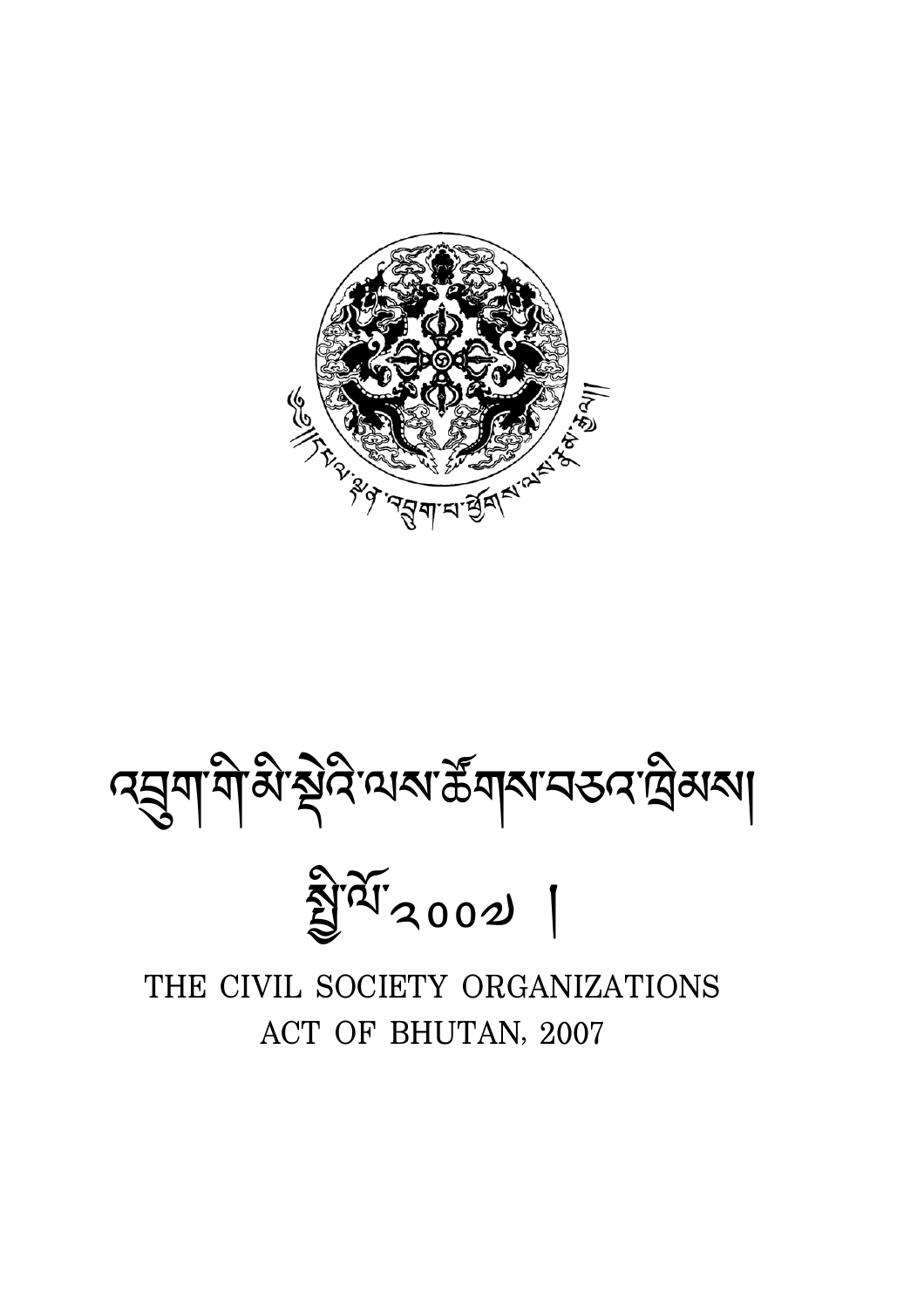འབྲུག་གི་མི་སྡེའི་ལས་ཚོགས་བཅའ་ཁྲིམས།

སྤྱི་ལོ་༢༠༠༧ །

THE CIVIL SOCIETY ORGANIZATIONS ACT OF BHUTAN, 2007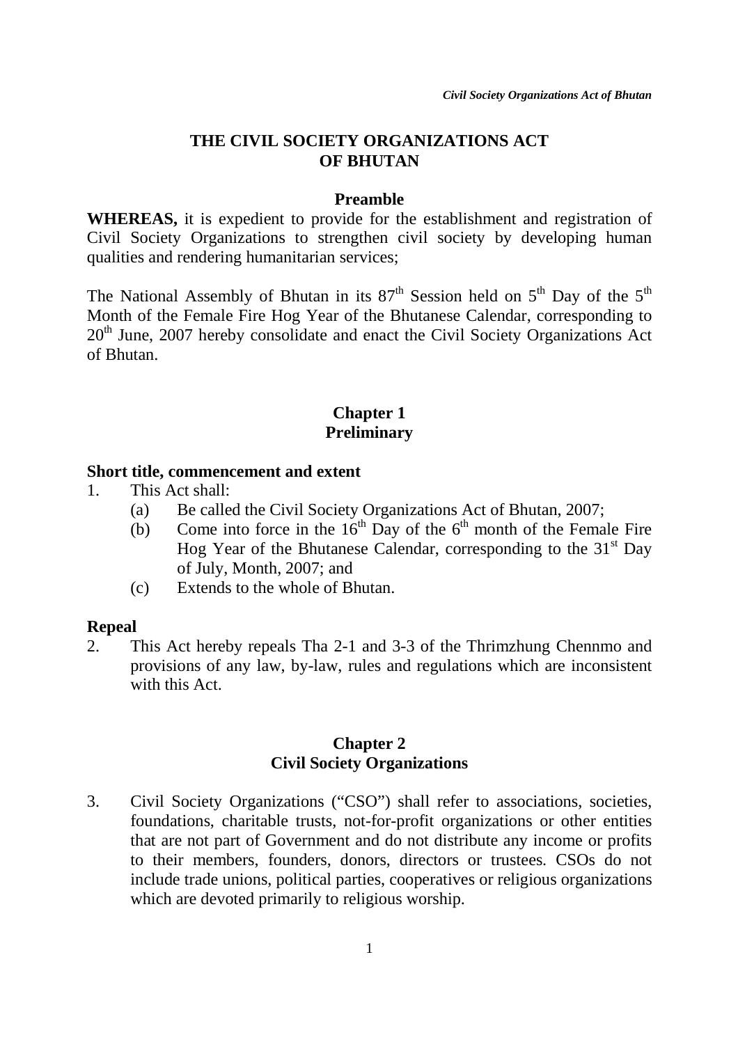# THE CIVIL SOCIETY ORGANIZATIONS ACT OF BHUTAN

## Preamble

**WHEREAS,** it is expedient to provide for the establishment and registration of Civil Society Organizations to strengthen civil society by developing human qualities and rendering humanitarian services;

The National Assembly of Bhutan in its 87th Session held on 5th Day of the 5th Month of the Female Fire Hog Year of the Bhutanese Calendar, corresponding to 20th June, 2007 hereby consolidate and enact the Civil Society Organizations Act of Bhutan.

## Chapter 1
## Preliminary

### Short title, commencement and extent

1. This Act shall:
   - (a) Be called the Civil Society Organizations Act of Bhutan, 2007;
   - (b) Come into force in the 16th Day of the 6th month of the Female Fire Hog Year of the Bhutanese Calendar, corresponding to the 31st Day of July, Month, 2007; and
   - (c) Extends to the whole of Bhutan.

### Repeal

2. This Act hereby repeals Tha 2-1 and 3-3 of the Thrimzhung Chennmo and provisions of any law, by-law, rules and regulations which are inconsistent with this Act.

## Chapter 2
## Civil Society Organizations

3. Civil Society Organizations ("CSO") shall refer to associations, societies, foundations, charitable trusts, not-for-profit organizations or other entities that are not part of Government and do not distribute any income or profits to their members, founders, donors, directors or trustees. CSOs do not include trade unions, political parties, cooperatives or religious organizations which are devoted primarily to religious worship.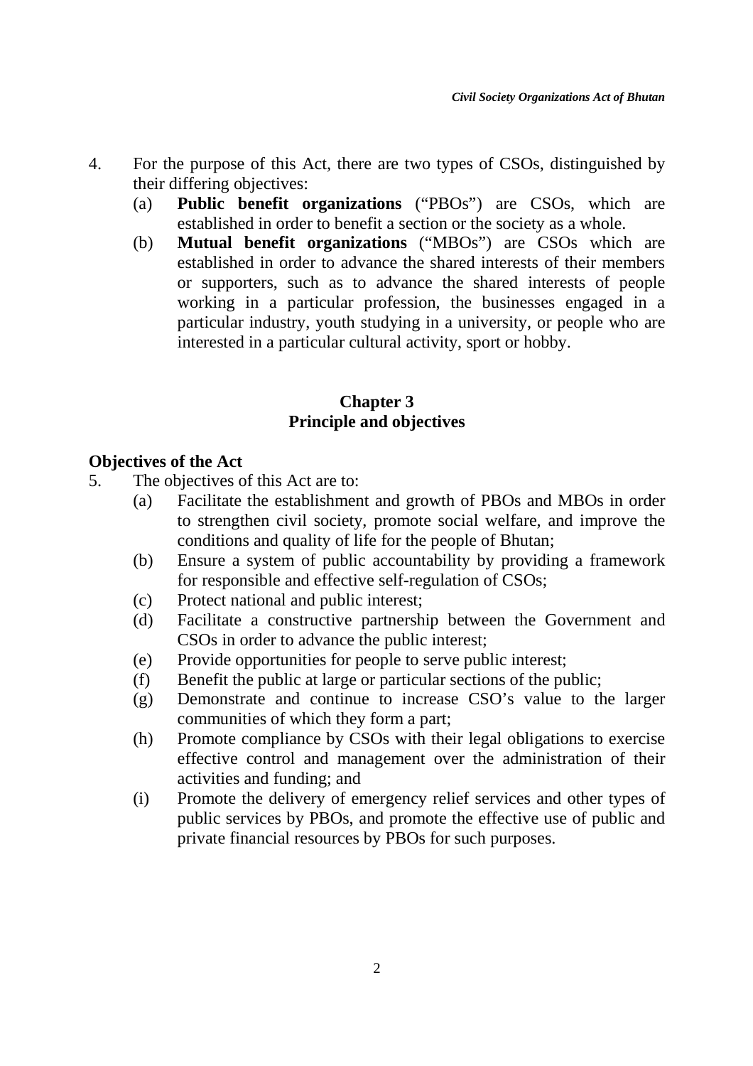4. For the purpose of this Act, there are two types of CSOs, distinguished by their differing objectives:
   (a) **Public benefit organizations** ("PBOs") are CSOs, which are established in order to benefit a section or the society as a whole.
   (b) **Mutual benefit organizations** ("MBOs") are CSOs which are established in order to advance the shared interests of their members or supporters, such as to advance the shared interests of people working in a particular profession, the businesses engaged in a particular industry, youth studying in a university, or people who are interested in a particular cultural activity, sport or hobby.

## Chapter 3
## Principle and objectives

**Objectives of the Act**

5. The objectives of this Act are to:
   (a) Facilitate the establishment and growth of PBOs and MBOs in order to strengthen civil society, promote social welfare, and improve the conditions and quality of life for the people of Bhutan;
   (b) Ensure a system of public accountability by providing a framework for responsible and effective self-regulation of CSOs;
   (c) Protect national and public interest;
   (d) Facilitate a constructive partnership between the Government and CSOs in order to advance the public interest;
   (e) Provide opportunities for people to serve public interest;
   (f) Benefit the public at large or particular sections of the public;
   (g) Demonstrate and continue to increase CSO's value to the larger communities of which they form a part;
   (h) Promote compliance by CSOs with their legal obligations to exercise effective control and management over the administration of their activities and funding; and
   (i) Promote the delivery of emergency relief services and other types of public services by PBOs, and promote the effective use of public and private financial resources by PBOs for such purposes.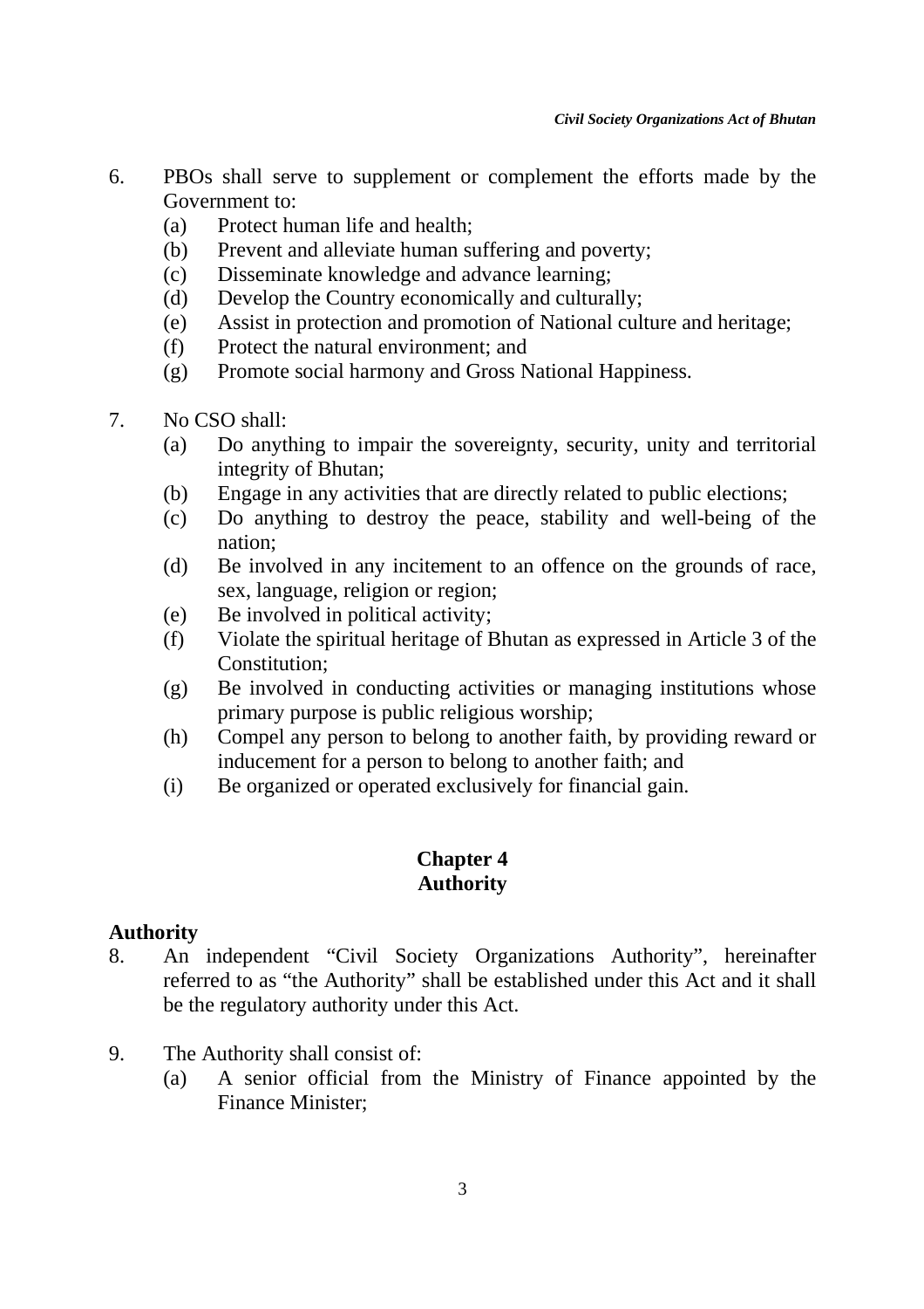6. PBOs shall serve to supplement or complement the efforts made by the Government to:
   (a) Protect human life and health;
   (b) Prevent and alleviate human suffering and poverty;
   (c) Disseminate knowledge and advance learning;
   (d) Develop the Country economically and culturally;
   (e) Assist in protection and promotion of National culture and heritage;
   (f) Protect the natural environment; and
   (g) Promote social harmony and Gross National Happiness.

7. No CSO shall:
   (a) Do anything to impair the sovereignty, security, unity and territorial integrity of Bhutan;
   (b) Engage in any activities that are directly related to public elections;
   (c) Do anything to destroy the peace, stability and well-being of the nation;
   (d) Be involved in any incitement to an offence on the grounds of race, sex, language, religion or region;
   (e) Be involved in political activity;
   (f) Violate the spiritual heritage of Bhutan as expressed in Article 3 of the Constitution;
   (g) Be involved in conducting activities or managing institutions whose primary purpose is public religious worship;
   (h) Compel any person to belong to another faith, by providing reward or inducement for a person to belong to another faith; and
   (i) Be organized or operated exclusively for financial gain.

## Chapter 4
## Authority

**Authority**

8. An independent "Civil Society Organizations Authority", hereinafter referred to as "the Authority" shall be established under this Act and it shall be the regulatory authority under this Act.

9. The Authority shall consist of:
   (a) A senior official from the Ministry of Finance appointed by the Finance Minister;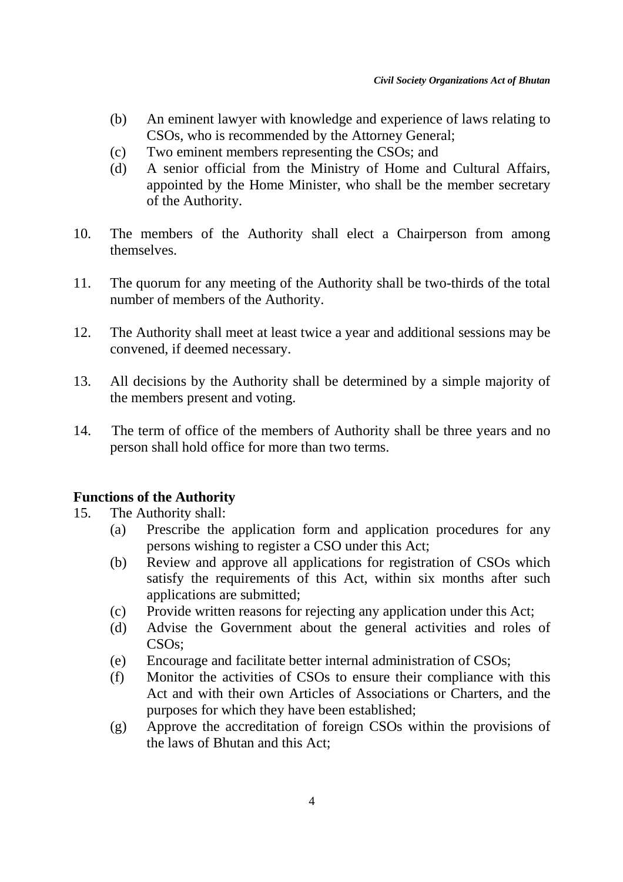(b) An eminent lawyer with knowledge and experience of laws relating to CSOs, who is recommended by the Attorney General;
(c) Two eminent members representing the CSOs; and
(d) A senior official from the Ministry of Home and Cultural Affairs, appointed by the Home Minister, who shall be the member secretary of the Authority.

10. The members of the Authority shall elect a Chairperson from among themselves.

11. The quorum for any meeting of the Authority shall be two-thirds of the total number of members of the Authority.

12. The Authority shall meet at least twice a year and additional sessions may be convened, if deemed necessary.

13. All decisions by the Authority shall be determined by a simple majority of the members present and voting.

14. The term of office of the members of Authority shall be three years and no person shall hold office for more than two terms.

**Functions of the Authority**

15. The Authority shall:
    (a) Prescribe the application form and application procedures for any persons wishing to register a CSO under this Act;
    (b) Review and approve all applications for registration of CSOs which satisfy the requirements of this Act, within six months after such applications are submitted;
    (c) Provide written reasons for rejecting any application under this Act;
    (d) Advise the Government about the general activities and roles of CSOs;
    (e) Encourage and facilitate better internal administration of CSOs;
    (f) Monitor the activities of CSOs to ensure their compliance with this Act and with their own Articles of Associations or Charters, and the purposes for which they have been established;
    (g) Approve the accreditation of foreign CSOs within the provisions of the laws of Bhutan and this Act;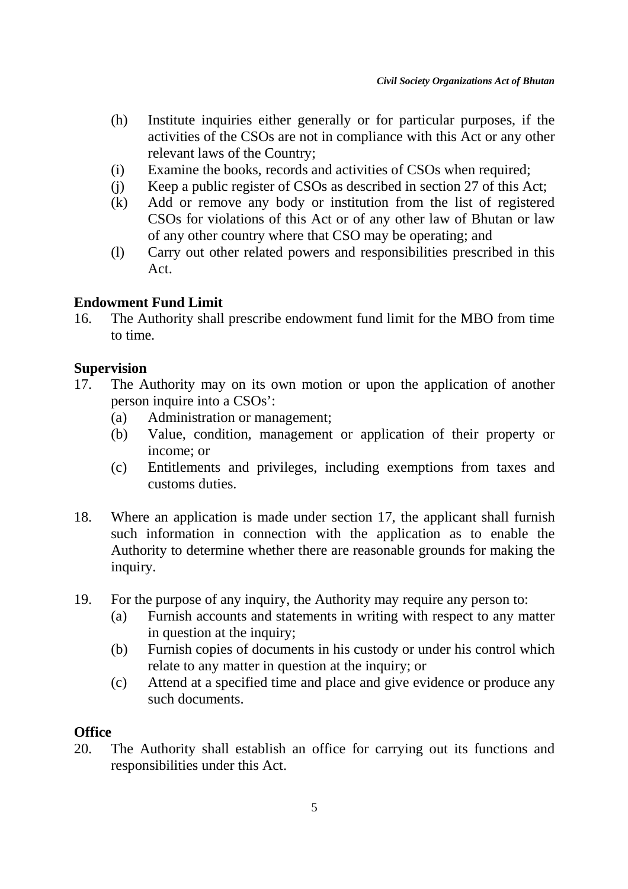(h) Institute inquiries either generally or for particular purposes, if the activities of the CSOs are not in compliance with this Act or any other relevant laws of the Country;

(i) Examine the books, records and activities of CSOs when required;

(j) Keep a public register of CSOs as described in section 27 of this Act;

(k) Add or remove any body or institution from the list of registered CSOs for violations of this Act or of any other law of Bhutan or law of any other country where that CSO may be operating; and

(l) Carry out other related powers and responsibilities prescribed in this Act.

**Endowment Fund Limit**

16. The Authority shall prescribe endowment fund limit for the MBO from time to time.

**Supervision**

17. The Authority may on its own motion or upon the application of another person inquire into a CSOs':
    (a) Administration or management;
    (b) Value, condition, management or application of their property or income; or
    (c) Entitlements and privileges, including exemptions from taxes and customs duties.

18. Where an application is made under section 17, the applicant shall furnish such information in connection with the application as to enable the Authority to determine whether there are reasonable grounds for making the inquiry.

19. For the purpose of any inquiry, the Authority may require any person to:
    (a) Furnish accounts and statements in writing with respect to any matter in question at the inquiry;
    (b) Furnish copies of documents in his custody or under his control which relate to any matter in question at the inquiry; or
    (c) Attend at a specified time and place and give evidence or produce any such documents.

**Office**

20. The Authority shall establish an office for carrying out its functions and responsibilities under this Act.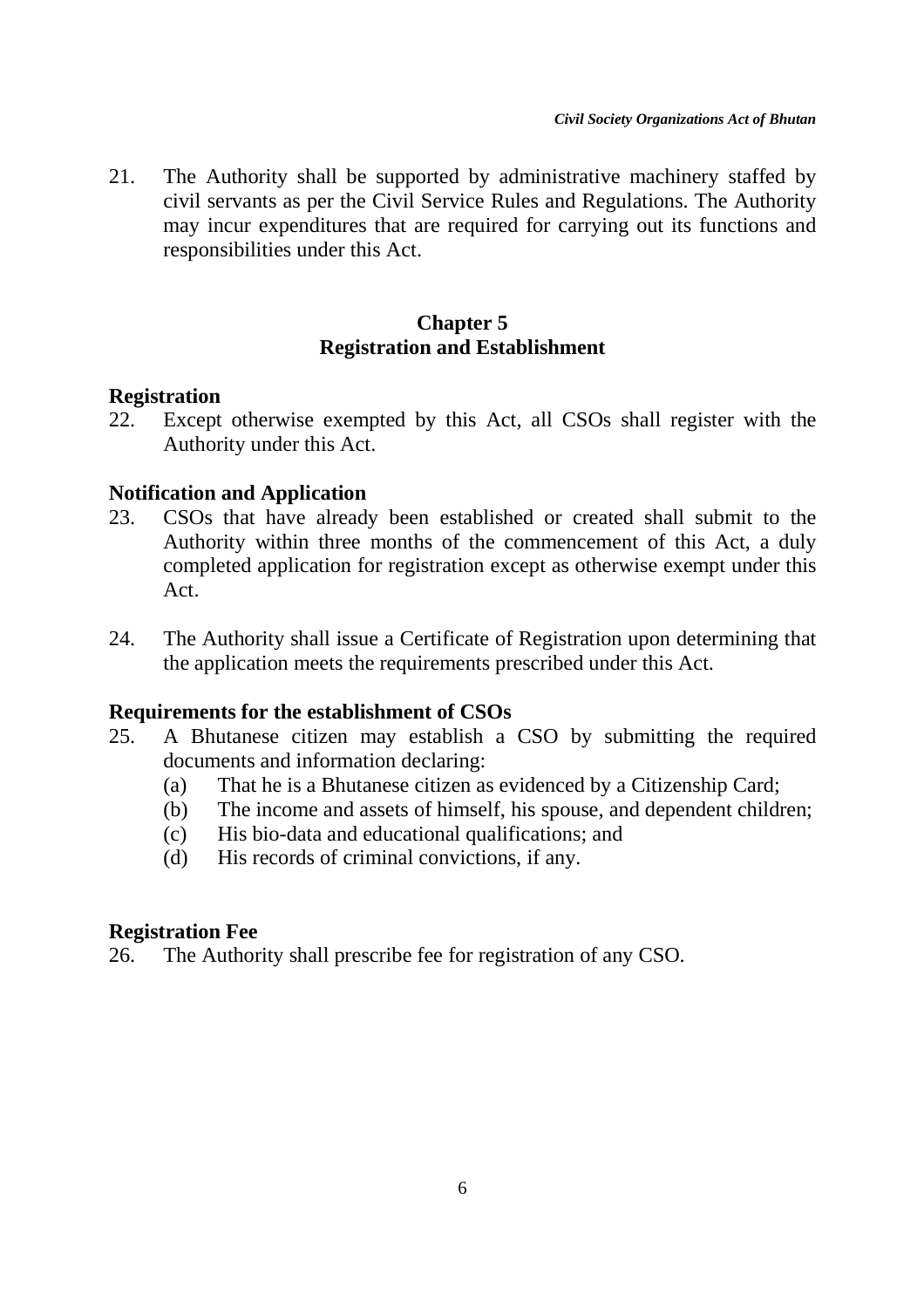21. The Authority shall be supported by administrative machinery staffed by civil servants as per the Civil Service Rules and Regulations. The Authority may incur expenditures that are required for carrying out its functions and responsibilities under this Act.

## Chapter 5
## Registration and Establishment

**Registration**

22. Except otherwise exempted by this Act, all CSOs shall register with the Authority under this Act.

**Notification and Application**

23. CSOs that have already been established or created shall submit to the Authority within three months of the commencement of this Act, a duly completed application for registration except as otherwise exempt under this Act.

24. The Authority shall issue a Certificate of Registration upon determining that the application meets the requirements prescribed under this Act.

**Requirements for the establishment of CSOs**

25. A Bhutanese citizen may establish a CSO by submitting the required documents and information declaring:
    - (a) That he is a Bhutanese citizen as evidenced by a Citizenship Card;
    - (b) The income and assets of himself, his spouse, and dependent children;
    - (c) His bio-data and educational qualifications; and
    - (d) His records of criminal convictions, if any.

**Registration Fee**

26. The Authority shall prescribe fee for registration of any CSO.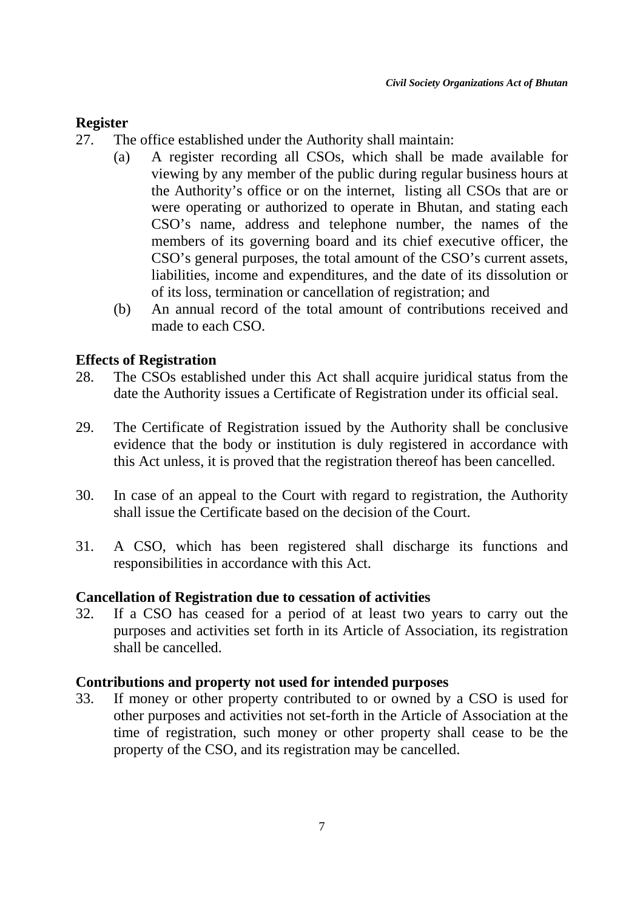**Register**

27. The office established under the Authority shall maintain:
    (a) A register recording all CSOs, which shall be made available for viewing by any member of the public during regular business hours at the Authority's office or on the internet, listing all CSOs that are or were operating or authorized to operate in Bhutan, and stating each CSO's name, address and telephone number, the names of the members of its governing board and its chief executive officer, the CSO's general purposes, the total amount of the CSO's current assets, liabilities, income and expenditures, and the date of its dissolution or of its loss, termination or cancellation of registration; and
    (b) An annual record of the total amount of contributions received and made to each CSO.

**Effects of Registration**

28. The CSOs established under this Act shall acquire juridical status from the date the Authority issues a Certificate of Registration under its official seal.

29. The Certificate of Registration issued by the Authority shall be conclusive evidence that the body or institution is duly registered in accordance with this Act unless, it is proved that the registration thereof has been cancelled.

30. In case of an appeal to the Court with regard to registration, the Authority shall issue the Certificate based on the decision of the Court.

31. A CSO, which has been registered shall discharge its functions and responsibilities in accordance with this Act.

**Cancellation of Registration due to cessation of activities**

32. If a CSO has ceased for a period of at least two years to carry out the purposes and activities set forth in its Article of Association, its registration shall be cancelled.

**Contributions and property not used for intended purposes**

33. If money or other property contributed to or owned by a CSO is used for other purposes and activities not set-forth in the Article of Association at the time of registration, such money or other property shall cease to be the property of the CSO, and its registration may be cancelled.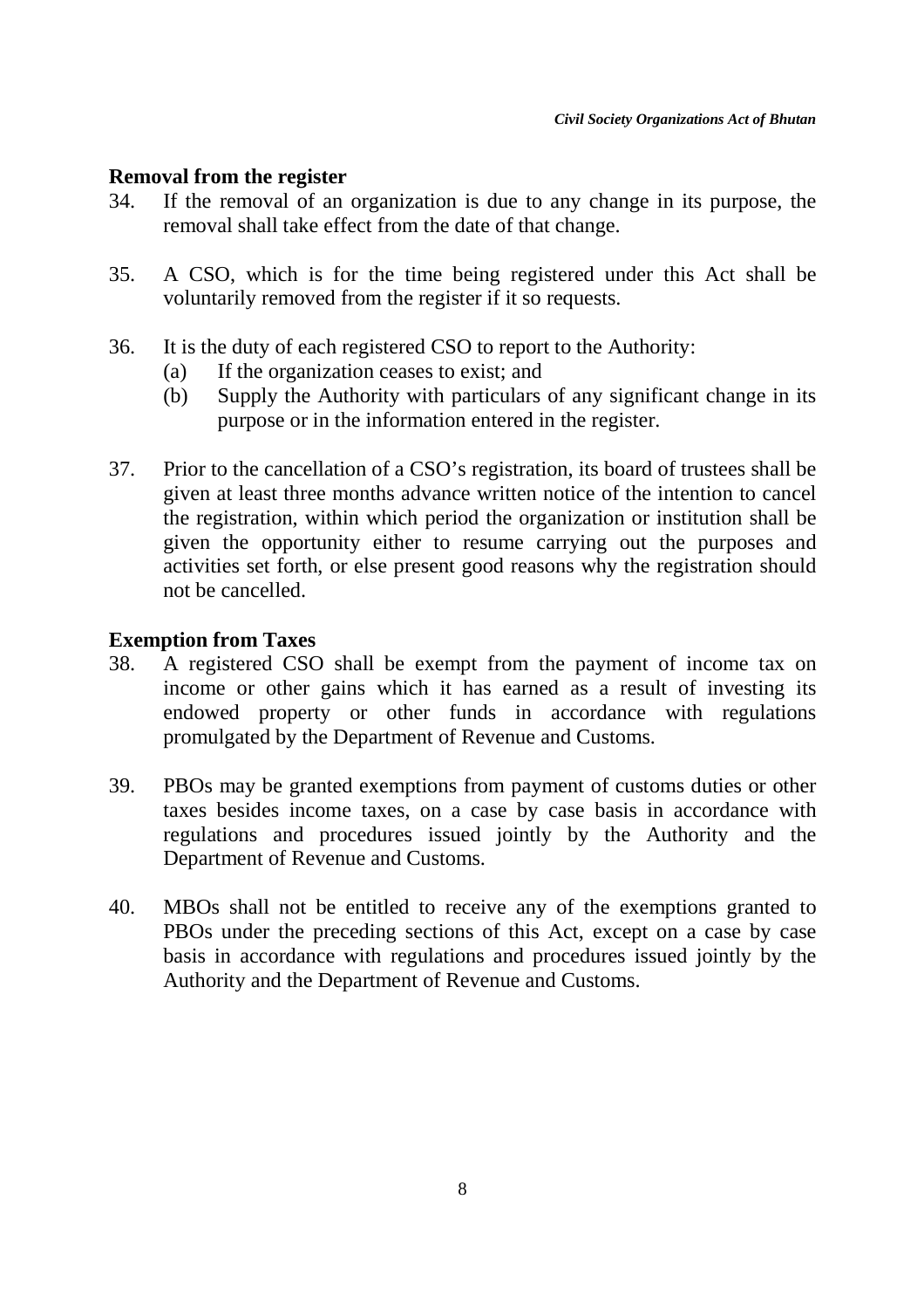### Removal from the register

34. If the removal of an organization is due to any change in its purpose, the removal shall take effect from the date of that change.

35. A CSO, which is for the time being registered under this Act shall be voluntarily removed from the register if it so requests.

36. It is the duty of each registered CSO to report to the Authority:
    (a) If the organization ceases to exist; and
    (b) Supply the Authority with particulars of any significant change in its purpose or in the information entered in the register.

37. Prior to the cancellation of a CSO's registration, its board of trustees shall be given at least three months advance written notice of the intention to cancel the registration, within which period the organization or institution shall be given the opportunity either to resume carrying out the purposes and activities set forth, or else present good reasons why the registration should not be cancelled.

### Exemption from Taxes

38. A registered CSO shall be exempt from the payment of income tax on income or other gains which it has earned as a result of investing its endowed property or other funds in accordance with regulations promulgated by the Department of Revenue and Customs.

39. PBOs may be granted exemptions from payment of customs duties or other taxes besides income taxes, on a case by case basis in accordance with regulations and procedures issued jointly by the Authority and the Department of Revenue and Customs.

40. MBOs shall not be entitled to receive any of the exemptions granted to PBOs under the preceding sections of this Act, except on a case by case basis in accordance with regulations and procedures issued jointly by the Authority and the Department of Revenue and Customs.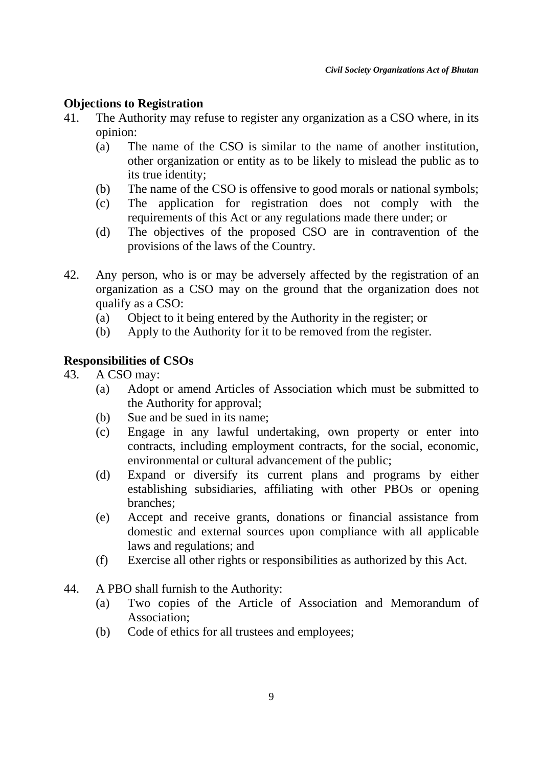### Objections to Registration

41. The Authority may refuse to register any organization as a CSO where, in its opinion:
    (a) The name of the CSO is similar to the name of another institution, other organization or entity as to be likely to mislead the public as to its true identity;
    (b) The name of the CSO is offensive to good morals or national symbols;
    (c) The application for registration does not comply with the requirements of this Act or any regulations made there under; or
    (d) The objectives of the proposed CSO are in contravention of the provisions of the laws of the Country.

42. Any person, who is or may be adversely affected by the registration of an organization as a CSO may on the ground that the organization does not qualify as a CSO:
    (a) Object to it being entered by the Authority in the register; or
    (b) Apply to the Authority for it to be removed from the register.

### Responsibilities of CSOs

43. A CSO may:
    (a) Adopt or amend Articles of Association which must be submitted to the Authority for approval;
    (b) Sue and be sued in its name;
    (c) Engage in any lawful undertaking, own property or enter into contracts, including employment contracts, for the social, economic, environmental or cultural advancement of the public;
    (d) Expand or diversify its current plans and programs by either establishing subsidiaries, affiliating with other PBOs or opening branches;
    (e) Accept and receive grants, donations or financial assistance from domestic and external sources upon compliance with all applicable laws and regulations; and
    (f) Exercise all other rights or responsibilities as authorized by this Act.

44. A PBO shall furnish to the Authority:
    (a) Two copies of the Article of Association and Memorandum of Association;
    (b) Code of ethics for all trustees and employees;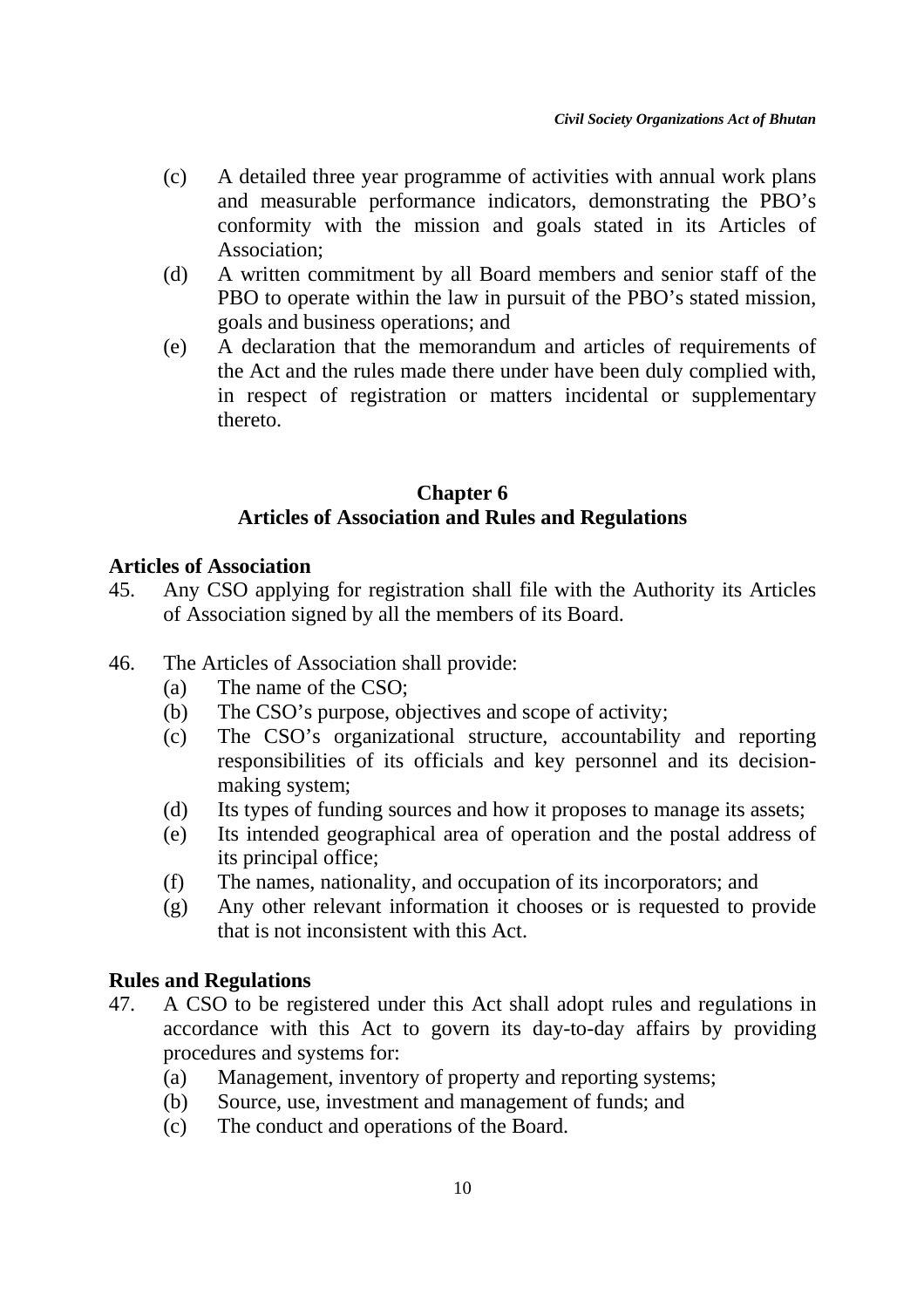(c) A detailed three year programme of activities with annual work plans and measurable performance indicators, demonstrating the PBO's conformity with the mission and goals stated in its Articles of Association;

(d) A written commitment by all Board members and senior staff of the PBO to operate within the law in pursuit of the PBO's stated mission, goals and business operations; and

(e) A declaration that the memorandum and articles of requirements of the Act and the rules made there under have been duly complied with, in respect of registration or matters incidental or supplementary thereto.

## Chapter 6
## Articles of Association and Rules and Regulations

### Articles of Association

45. Any CSO applying for registration shall file with the Authority its Articles of Association signed by all the members of its Board.

46. The Articles of Association shall provide:
    (a) The name of the CSO;
    (b) The CSO's purpose, objectives and scope of activity;
    (c) The CSO's organizational structure, accountability and reporting responsibilities of its officials and key personnel and its decision-making system;
    (d) Its types of funding sources and how it proposes to manage its assets;
    (e) Its intended geographical area of operation and the postal address of its principal office;
    (f) The names, nationality, and occupation of its incorporators; and
    (g) Any other relevant information it chooses or is requested to provide that is not inconsistent with this Act.

### Rules and Regulations

47. A CSO to be registered under this Act shall adopt rules and regulations in accordance with this Act to govern its day-to-day affairs by providing procedures and systems for:
    (a) Management, inventory of property and reporting systems;
    (b) Source, use, investment and management of funds; and
    (c) The conduct and operations of the Board.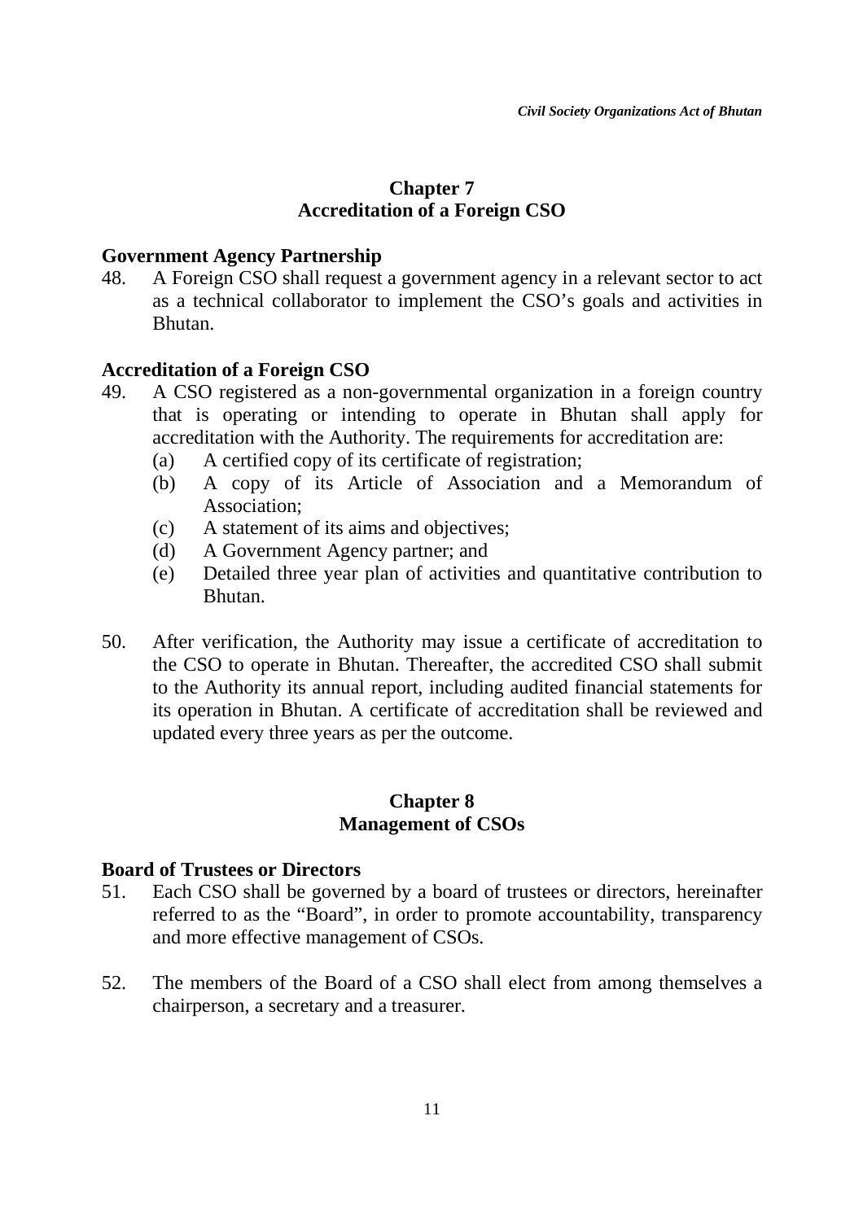## Chapter 7
## Accreditation of a Foreign CSO

### Government Agency Partnership

48. A Foreign CSO shall request a government agency in a relevant sector to act as a technical collaborator to implement the CSO's goals and activities in Bhutan.

### Accreditation of a Foreign CSO

49. A CSO registered as a non-governmental organization in a foreign country that is operating or intending to operate in Bhutan shall apply for accreditation with the Authority. The requirements for accreditation are:
    (a) A certified copy of its certificate of registration;
    (b) A copy of its Article of Association and a Memorandum of Association;
    (c) A statement of its aims and objectives;
    (d) A Government Agency partner; and
    (e) Detailed three year plan of activities and quantitative contribution to Bhutan.

50. After verification, the Authority may issue a certificate of accreditation to the CSO to operate in Bhutan. Thereafter, the accredited CSO shall submit to the Authority its annual report, including audited financial statements for its operation in Bhutan. A certificate of accreditation shall be reviewed and updated every three years as per the outcome.

## Chapter 8
## Management of CSOs

### Board of Trustees or Directors

51. Each CSO shall be governed by a board of trustees or directors, hereinafter referred to as the "Board", in order to promote accountability, transparency and more effective management of CSOs.

52. The members of the Board of a CSO shall elect from among themselves a chairperson, a secretary and a treasurer.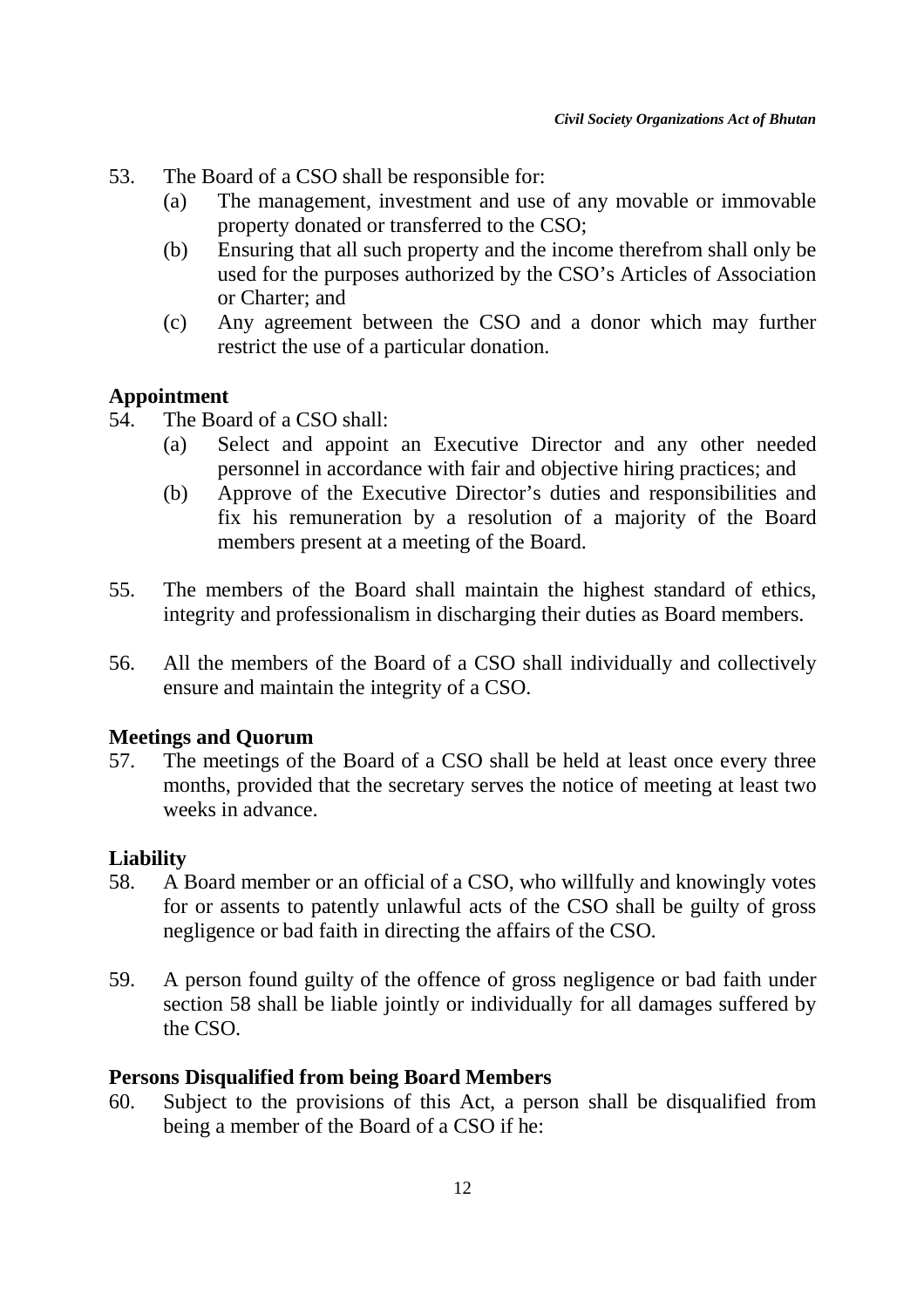53. The Board of a CSO shall be responsible for:
    (a) The management, investment and use of any movable or immovable property donated or transferred to the CSO;
    (b) Ensuring that all such property and the income therefrom shall only be used for the purposes authorized by the CSO's Articles of Association or Charter; and
    (c) Any agreement between the CSO and a donor which may further restrict the use of a particular donation.

**Appointment**

54. The Board of a CSO shall:
    (a) Select and appoint an Executive Director and any other needed personnel in accordance with fair and objective hiring practices; and
    (b) Approve of the Executive Director's duties and responsibilities and fix his remuneration by a resolution of a majority of the Board members present at a meeting of the Board.

55. The members of the Board shall maintain the highest standard of ethics, integrity and professionalism in discharging their duties as Board members.

56. All the members of the Board of a CSO shall individually and collectively ensure and maintain the integrity of a CSO.

**Meetings and Quorum**

57. The meetings of the Board of a CSO shall be held at least once every three months, provided that the secretary serves the notice of meeting at least two weeks in advance.

**Liability**

58. A Board member or an official of a CSO, who willfully and knowingly votes for or assents to patently unlawful acts of the CSO shall be guilty of gross negligence or bad faith in directing the affairs of the CSO.

59. A person found guilty of the offence of gross negligence or bad faith under section 58 shall be liable jointly or individually for all damages suffered by the CSO.

**Persons Disqualified from being Board Members**

60. Subject to the provisions of this Act, a person shall be disqualified from being a member of the Board of a CSO if he: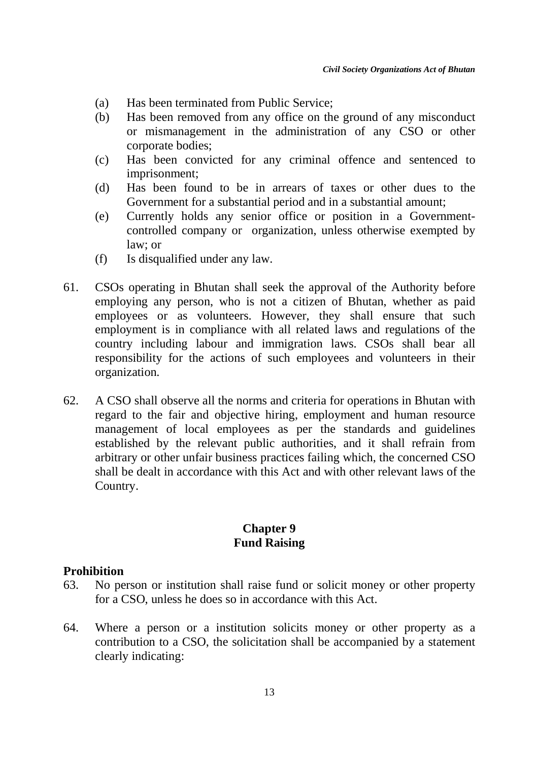(a) Has been terminated from Public Service;

(b) Has been removed from any office on the ground of any misconduct or mismanagement in the administration of any CSO or other corporate bodies;

(c) Has been convicted for any criminal offence and sentenced to imprisonment;

(d) Has been found to be in arrears of taxes or other dues to the Government for a substantial period and in a substantial amount;

(e) Currently holds any senior office or position in a Government-controlled company or organization, unless otherwise exempted by law; or

(f) Is disqualified under any law.

61. CSOs operating in Bhutan shall seek the approval of the Authority before employing any person, who is not a citizen of Bhutan, whether as paid employees or as volunteers. However, they shall ensure that such employment is in compliance with all related laws and regulations of the country including labour and immigration laws. CSOs shall bear all responsibility for the actions of such employees and volunteers in their organization.

62. A CSO shall observe all the norms and criteria for operations in Bhutan with regard to the fair and objective hiring, employment and human resource management of local employees as per the standards and guidelines established by the relevant public authorities, and it shall refrain from arbitrary or other unfair business practices failing which, the concerned CSO shall be dealt in accordance with this Act and with other relevant laws of the Country.

## Chapter 9
## Fund Raising

### Prohibition

63. No person or institution shall raise fund or solicit money or other property for a CSO, unless he does so in accordance with this Act.

64. Where a person or a institution solicits money or other property as a contribution to a CSO, the solicitation shall be accompanied by a statement clearly indicating: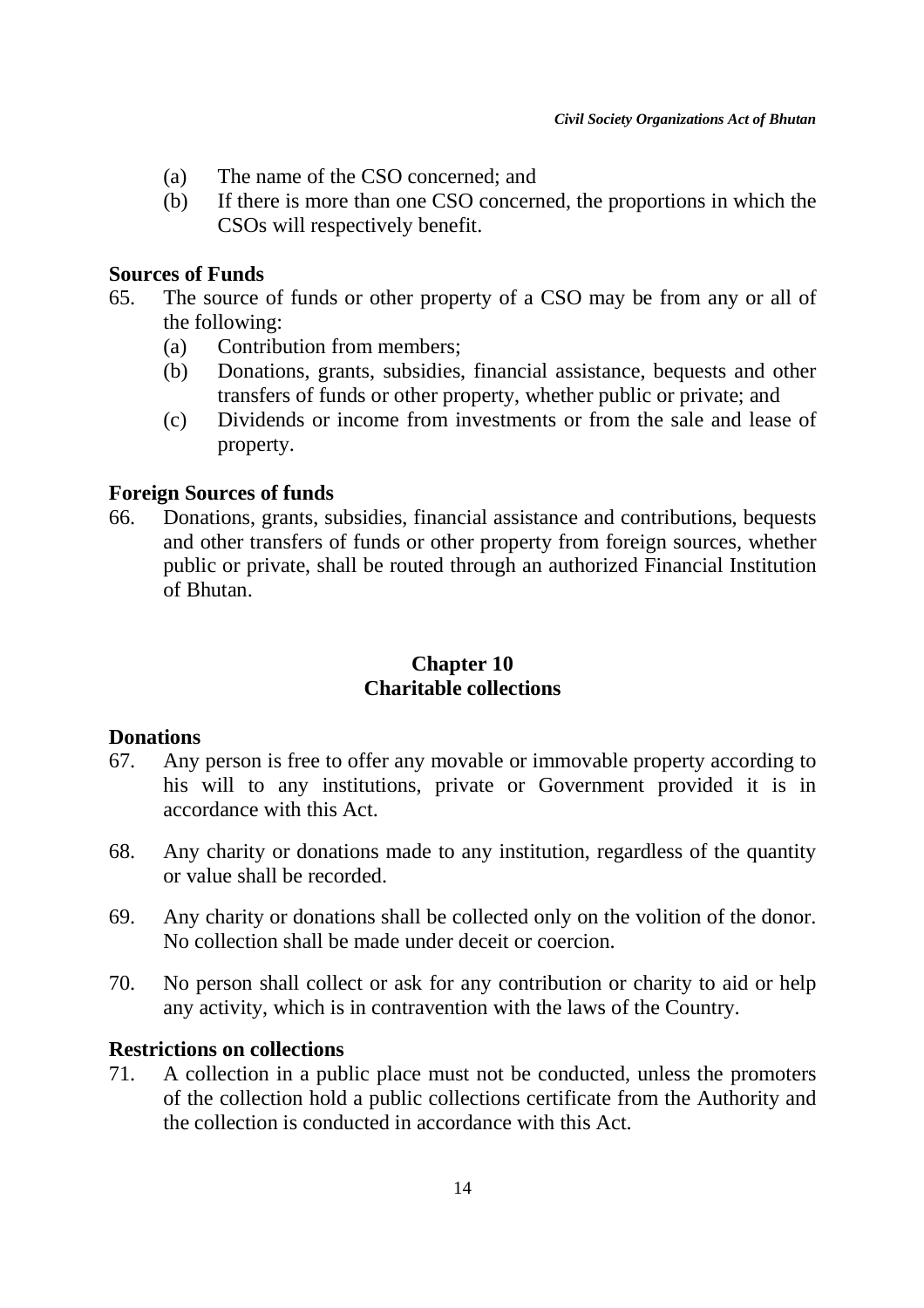(a) The name of the CSO concerned; and

(b) If there is more than one CSO concerned, the proportions in which the CSOs will respectively benefit.

**Sources of Funds**

65. The source of funds or other property of a CSO may be from any or all of the following:

    (a) Contribution from members;

    (b) Donations, grants, subsidies, financial assistance, bequests and other transfers of funds or other property, whether public or private; and

    (c) Dividends or income from investments or from the sale and lease of property.

**Foreign Sources of funds**

66. Donations, grants, subsidies, financial assistance and contributions, bequests and other transfers of funds or other property from foreign sources, whether public or private, shall be routed through an authorized Financial Institution of Bhutan.

## Chapter 10
## Charitable collections

**Donations**

67. Any person is free to offer any movable or immovable property according to his will to any institutions, private or Government provided it is in accordance with this Act.

68. Any charity or donations made to any institution, regardless of the quantity or value shall be recorded.

69. Any charity or donations shall be collected only on the volition of the donor. No collection shall be made under deceit or coercion.

70. No person shall collect or ask for any contribution or charity to aid or help any activity, which is in contravention with the laws of the Country.

**Restrictions on collections**

71. A collection in a public place must not be conducted, unless the promoters of the collection hold a public collections certificate from the Authority and the collection is conducted in accordance with this Act.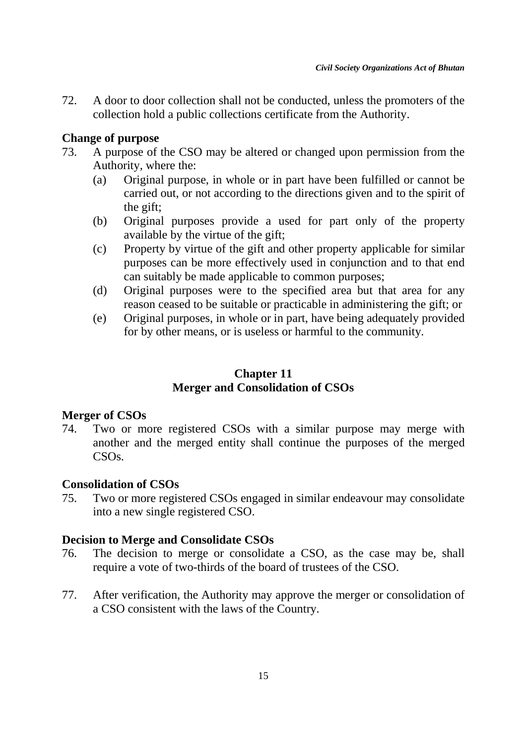72. A door to door collection shall not be conducted, unless the promoters of the collection hold a public collections certificate from the Authority.

**Change of purpose**

73. A purpose of the CSO may be altered or changed upon permission from the Authority, where the:
    (a) Original purpose, in whole or in part have been fulfilled or cannot be carried out, or not according to the directions given and to the spirit of the gift;
    (b) Original purposes provide a used for part only of the property available by the virtue of the gift;
    (c) Property by virtue of the gift and other property applicable for similar purposes can be more effectively used in conjunction and to that end can suitably be made applicable to common purposes;
    (d) Original purposes were to the specified area but that area for any reason ceased to be suitable or practicable in administering the gift; or
    (e) Original purposes, in whole or in part, have being adequately provided for by other means, or is useless or harmful to the community.

## Chapter 11
## Merger and Consolidation of CSOs

**Merger of CSOs**

74. Two or more registered CSOs with a similar purpose may merge with another and the merged entity shall continue the purposes of the merged CSOs.

**Consolidation of CSOs**

75. Two or more registered CSOs engaged in similar endeavour may consolidate into a new single registered CSO.

**Decision to Merge and Consolidate CSOs**

76. The decision to merge or consolidate a CSO, as the case may be, shall require a vote of two-thirds of the board of trustees of the CSO.

77. After verification, the Authority may approve the merger or consolidation of a CSO consistent with the laws of the Country.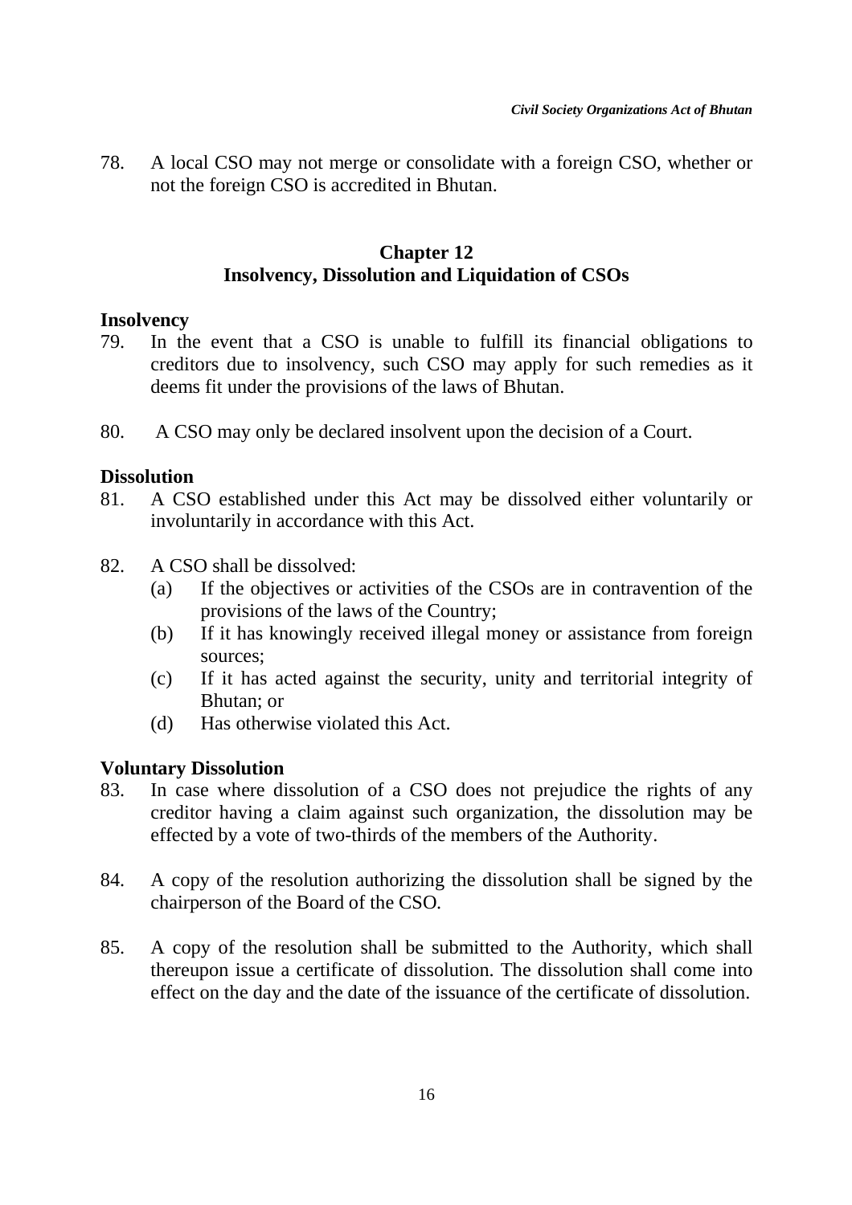78. A local CSO may not merge or consolidate with a foreign CSO, whether or not the foreign CSO is accredited in Bhutan.

## Chapter 12
## Insolvency, Dissolution and Liquidation of CSOs

### Insolvency

79. In the event that a CSO is unable to fulfill its financial obligations to creditors due to insolvency, such CSO may apply for such remedies as it deems fit under the provisions of the laws of Bhutan.

80. A CSO may only be declared insolvent upon the decision of a Court.

### Dissolution

81. A CSO established under this Act may be dissolved either voluntarily or involuntarily in accordance with this Act.

82. A CSO shall be dissolved:
    - (a) If the objectives or activities of the CSOs are in contravention of the provisions of the laws of the Country;
    - (b) If it has knowingly received illegal money or assistance from foreign sources;
    - (c) If it has acted against the security, unity and territorial integrity of Bhutan; or
    - (d) Has otherwise violated this Act.

### Voluntary Dissolution

83. In case where dissolution of a CSO does not prejudice the rights of any creditor having a claim against such organization, the dissolution may be effected by a vote of two-thirds of the members of the Authority.

84. A copy of the resolution authorizing the dissolution shall be signed by the chairperson of the Board of the CSO.

85. A copy of the resolution shall be submitted to the Authority, which shall thereupon issue a certificate of dissolution. The dissolution shall come into effect on the day and the date of the issuance of the certificate of dissolution.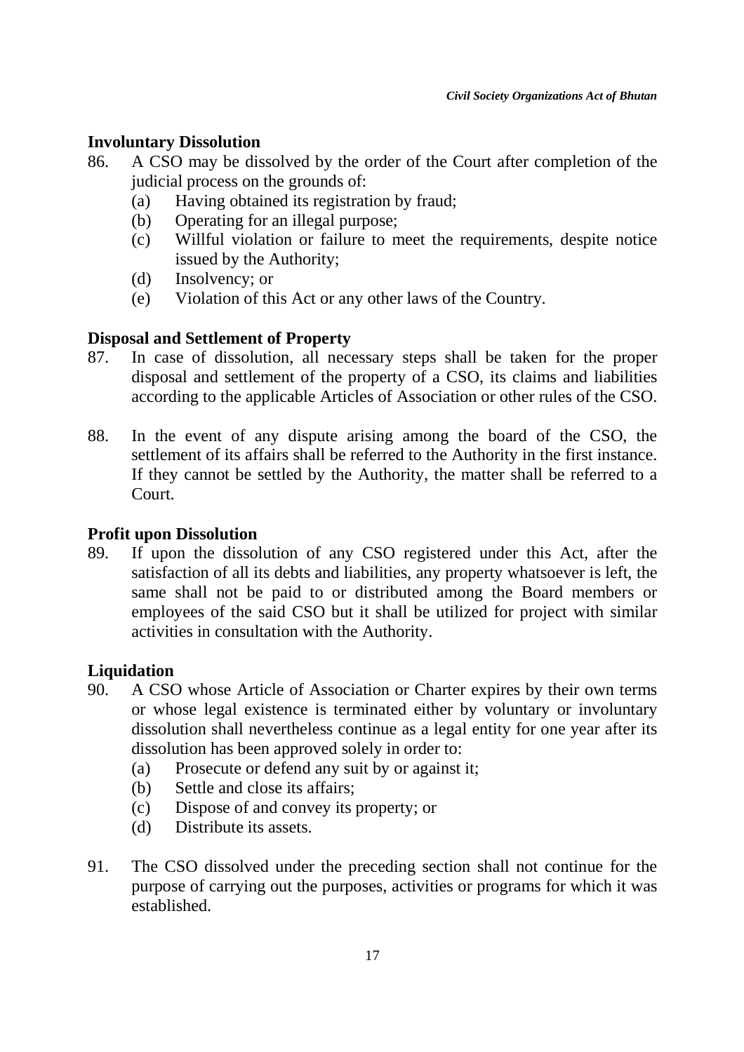### Involuntary Dissolution

86. A CSO may be dissolved by the order of the Court after completion of the judicial process on the grounds of:
    (a) Having obtained its registration by fraud;
    (b) Operating for an illegal purpose;
    (c) Willful violation or failure to meet the requirements, despite notice issued by the Authority;
    (d) Insolvency; or
    (e) Violation of this Act or any other laws of the Country.

### Disposal and Settlement of Property

87. In case of dissolution, all necessary steps shall be taken for the proper disposal and settlement of the property of a CSO, its claims and liabilities according to the applicable Articles of Association or other rules of the CSO.

88. In the event of any dispute arising among the board of the CSO, the settlement of its affairs shall be referred to the Authority in the first instance. If they cannot be settled by the Authority, the matter shall be referred to a Court.

### Profit upon Dissolution

89. If upon the dissolution of any CSO registered under this Act, after the satisfaction of all its debts and liabilities, any property whatsoever is left, the same shall not be paid to or distributed among the Board members or employees of the said CSO but it shall be utilized for project with similar activities in consultation with the Authority.

### Liquidation

90. A CSO whose Article of Association or Charter expires by their own terms or whose legal existence is terminated either by voluntary or involuntary dissolution shall nevertheless continue as a legal entity for one year after its dissolution has been approved solely in order to:
    (a) Prosecute or defend any suit by or against it;
    (b) Settle and close its affairs;
    (c) Dispose of and convey its property; or
    (d) Distribute its assets.

91. The CSO dissolved under the preceding section shall not continue for the purpose of carrying out the purposes, activities or programs for which it was established.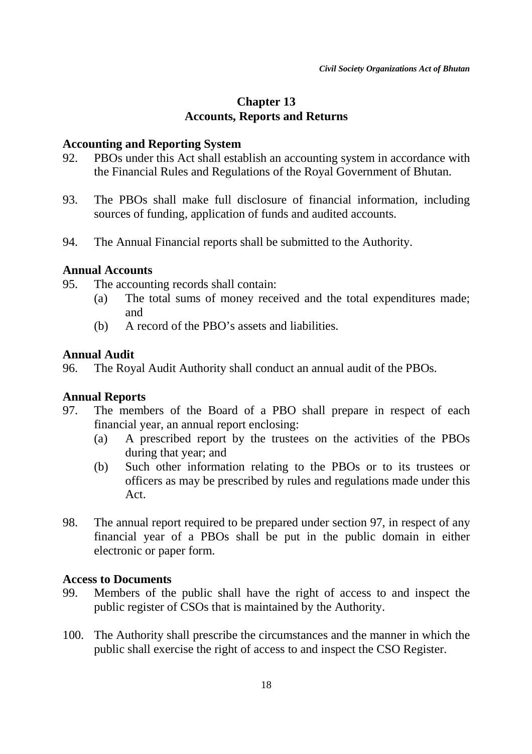## Chapter 13
## Accounts, Reports and Returns

### Accounting and Reporting System

92. PBOs under this Act shall establish an accounting system in accordance with the Financial Rules and Regulations of the Royal Government of Bhutan.

93. The PBOs shall make full disclosure of financial information, including sources of funding, application of funds and audited accounts.

94. The Annual Financial reports shall be submitted to the Authority.

### Annual Accounts

95. The accounting records shall contain:
    - (a) The total sums of money received and the total expenditures made; and
    - (b) A record of the PBO's assets and liabilities.

### Annual Audit

96. The Royal Audit Authority shall conduct an annual audit of the PBOs.

### Annual Reports

97. The members of the Board of a PBO shall prepare in respect of each financial year, an annual report enclosing:
    - (a) A prescribed report by the trustees on the activities of the PBOs during that year; and
    - (b) Such other information relating to the PBOs or to its trustees or officers as may be prescribed by rules and regulations made under this Act.

98. The annual report required to be prepared under section 97, in respect of any financial year of a PBOs shall be put in the public domain in either electronic or paper form.

### Access to Documents

99. Members of the public shall have the right of access to and inspect the public register of CSOs that is maintained by the Authority.

100. The Authority shall prescribe the circumstances and the manner in which the public shall exercise the right of access to and inspect the CSO Register.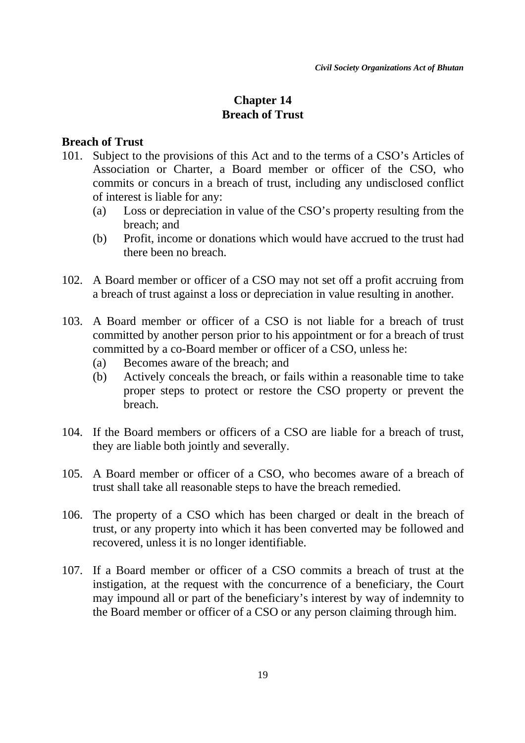## Chapter 14
## Breach of Trust

### Breach of Trust

101. Subject to the provisions of this Act and to the terms of a CSO's Articles of Association or Charter, a Board member or officer of the CSO, who commits or concurs in a breach of trust, including any undisclosed conflict of interest is liable for any:
    (a) Loss or depreciation in value of the CSO's property resulting from the breach; and
    (b) Profit, income or donations which would have accrued to the trust had there been no breach.

102. A Board member or officer of a CSO may not set off a profit accruing from a breach of trust against a loss or depreciation in value resulting in another.

103. A Board member or officer of a CSO is not liable for a breach of trust committed by another person prior to his appointment or for a breach of trust committed by a co-Board member or officer of a CSO, unless he:
    (a) Becomes aware of the breach; and
    (b) Actively conceals the breach, or fails within a reasonable time to take proper steps to protect or restore the CSO property or prevent the breach.

104. If the Board members or officers of a CSO are liable for a breach of trust, they are liable both jointly and severally.

105. A Board member or officer of a CSO, who becomes aware of a breach of trust shall take all reasonable steps to have the breach remedied.

106. The property of a CSO which has been charged or dealt in the breach of trust, or any property into which it has been converted may be followed and recovered, unless it is no longer identifiable.

107. If a Board member or officer of a CSO commits a breach of trust at the instigation, at the request with the concurrence of a beneficiary, the Court may impound all or part of the beneficiary's interest by way of indemnity to the Board member or officer of a CSO or any person claiming through him.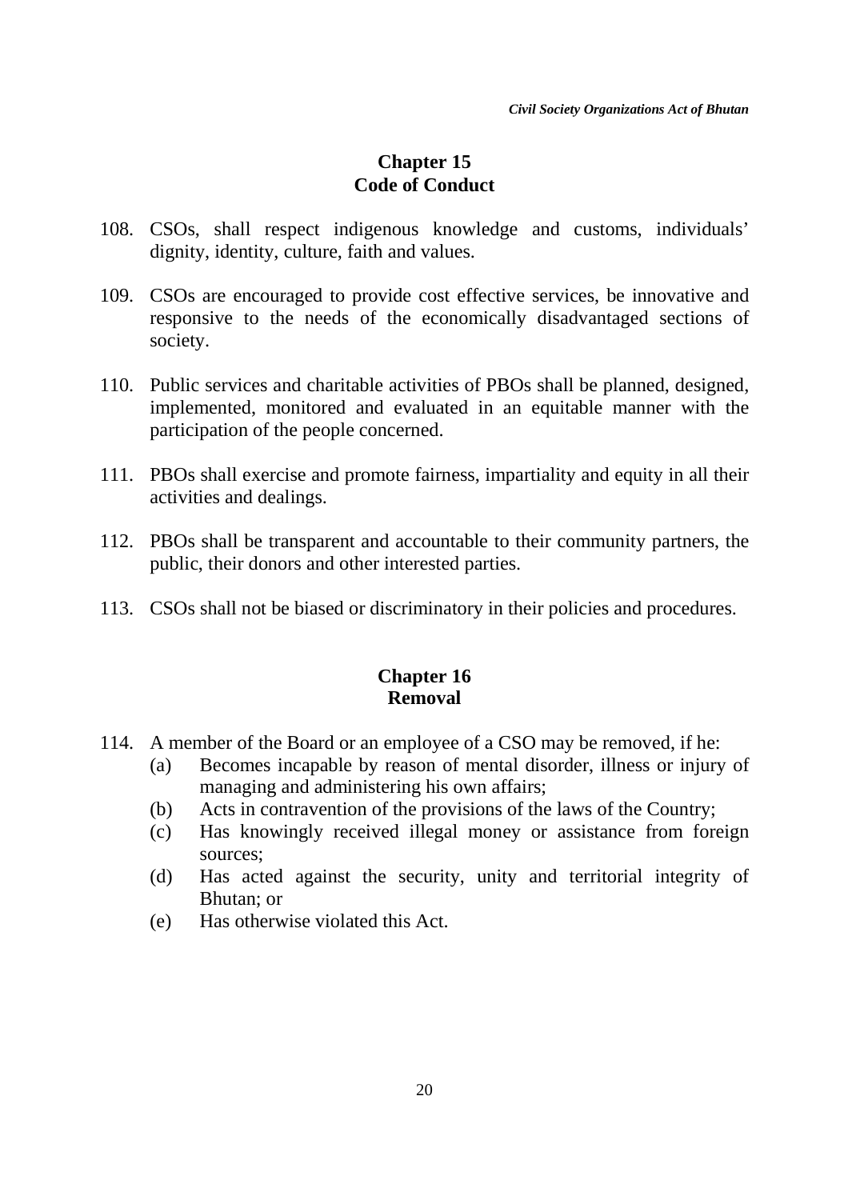## Chapter 15
## Code of Conduct

108. CSOs, shall respect indigenous knowledge and customs, individuals' dignity, identity, culture, faith and values.

109. CSOs are encouraged to provide cost effective services, be innovative and responsive to the needs of the economically disadvantaged sections of society.

110. Public services and charitable activities of PBOs shall be planned, designed, implemented, monitored and evaluated in an equitable manner with the participation of the people concerned.

111. PBOs shall exercise and promote fairness, impartiality and equity in all their activities and dealings.

112. PBOs shall be transparent and accountable to their community partners, the public, their donors and other interested parties.

113. CSOs shall not be biased or discriminatory in their policies and procedures.

## Chapter 16
## Removal

114. A member of the Board or an employee of a CSO may be removed, if he:
    (a) Becomes incapable by reason of mental disorder, illness or injury of managing and administering his own affairs;
    (b) Acts in contravention of the provisions of the laws of the Country;
    (c) Has knowingly received illegal money or assistance from foreign sources;
    (d) Has acted against the security, unity and territorial integrity of Bhutan; or
    (e) Has otherwise violated this Act.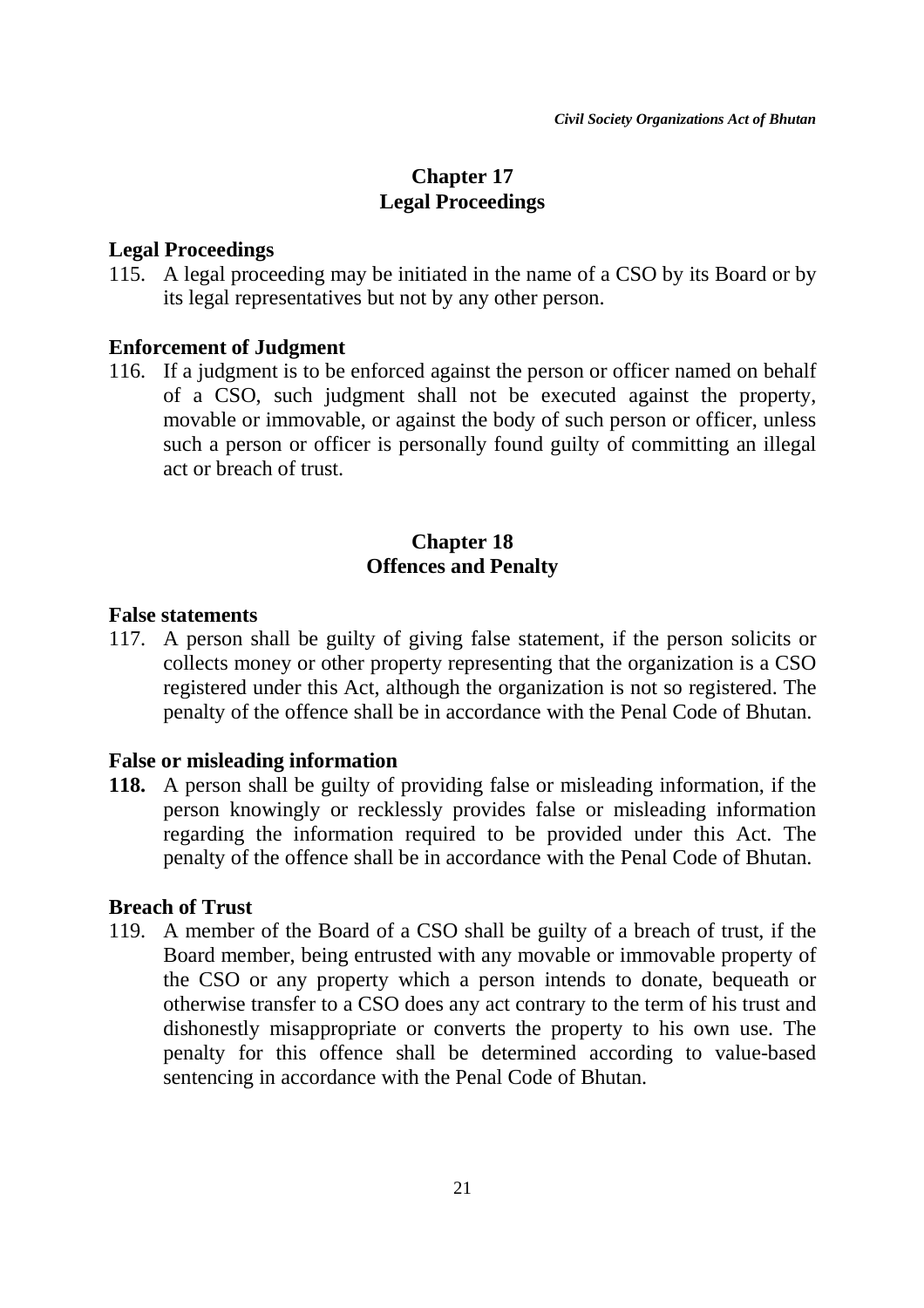## Chapter 17
## Legal Proceedings

### Legal Proceedings

115. A legal proceeding may be initiated in the name of a CSO by its Board or by its legal representatives but not by any other person.

### Enforcement of Judgment

116. If a judgment is to be enforced against the person or officer named on behalf of a CSO, such judgment shall not be executed against the property, movable or immovable, or against the body of such person or officer, unless such a person or officer is personally found guilty of committing an illegal act or breach of trust.

## Chapter 18
## Offences and Penalty

### False statements

117. A person shall be guilty of giving false statement, if the person solicits or collects money or other property representing that the organization is a CSO registered under this Act, although the organization is not so registered. The penalty of the offence shall be in accordance with the Penal Code of Bhutan.

### False or misleading information

**118.** A person shall be guilty of providing false or misleading information, if the person knowingly or recklessly provides false or misleading information regarding the information required to be provided under this Act. The penalty of the offence shall be in accordance with the Penal Code of Bhutan.

### Breach of Trust

119. A member of the Board of a CSO shall be guilty of a breach of trust, if the Board member, being entrusted with any movable or immovable property of the CSO or any property which a person intends to donate, bequeath or otherwise transfer to a CSO does any act contrary to the term of his trust and dishonestly misappropriate or converts the property to his own use. The penalty for this offence shall be determined according to value-based sentencing in accordance with the Penal Code of Bhutan.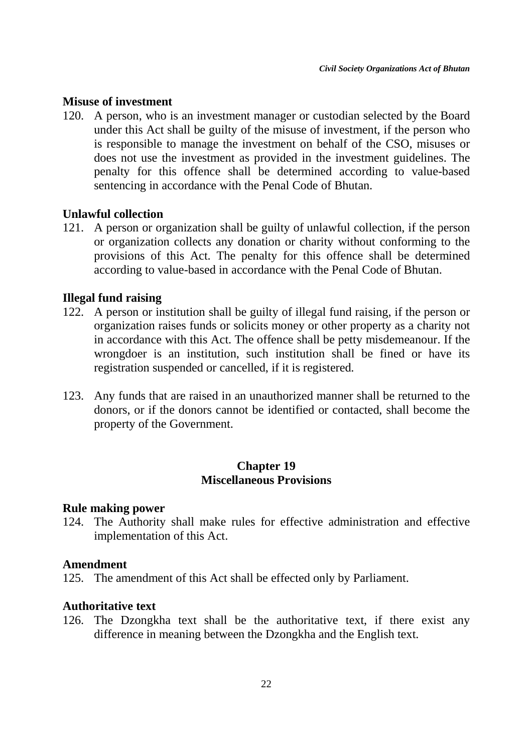**Misuse of investment**

120. A person, who is an investment manager or custodian selected by the Board under this Act shall be guilty of the misuse of investment, if the person who is responsible to manage the investment on behalf of the CSO, misuses or does not use the investment as provided in the investment guidelines. The penalty for this offence shall be determined according to value-based sentencing in accordance with the Penal Code of Bhutan.

**Unlawful collection**

121. A person or organization shall be guilty of unlawful collection, if the person or organization collects any donation or charity without conforming to the provisions of this Act. The penalty for this offence shall be determined according to value-based in accordance with the Penal Code of Bhutan.

**Illegal fund raising**

122. A person or institution shall be guilty of illegal fund raising, if the person or organization raises funds or solicits money or other property as a charity not in accordance with this Act. The offence shall be petty misdemeanour. If the wrongdoer is an institution, such institution shall be fined or have its registration suspended or cancelled, if it is registered.

123. Any funds that are raised in an unauthorized manner shall be returned to the donors, or if the donors cannot be identified or contacted, shall become the property of the Government.

## Chapter 19
## Miscellaneous Provisions

**Rule making power**

124. The Authority shall make rules for effective administration and effective implementation of this Act.

**Amendment**

125. The amendment of this Act shall be effected only by Parliament.

**Authoritative text**

126. The Dzongkha text shall be the authoritative text, if there exist any difference in meaning between the Dzongkha and the English text.